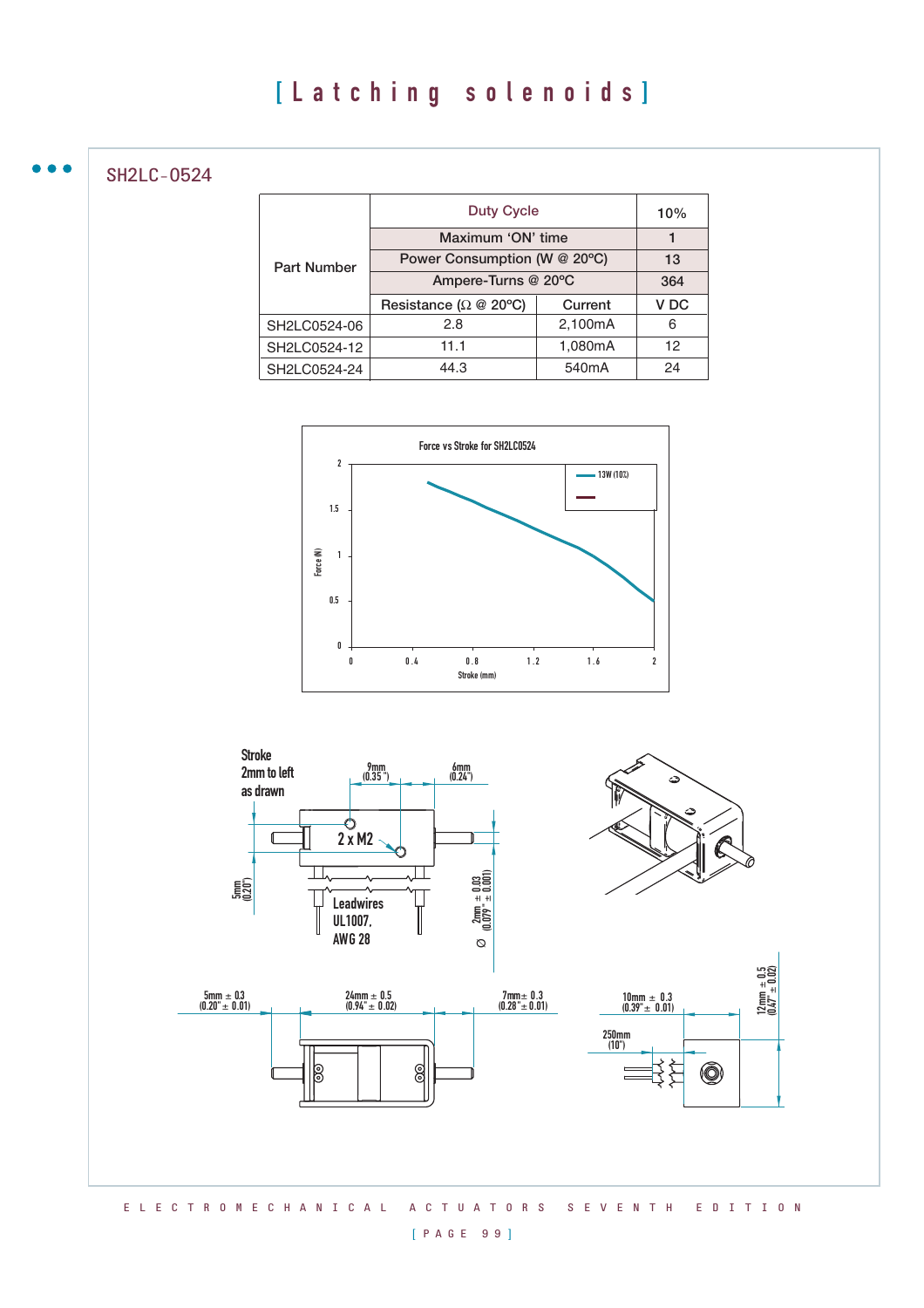# [Latching solenoids]

## SH2LC-0524

| Part Number | Duty Cycle | | 10% |
|---|---|---|---|
| | Maximum 'ON' time | | 1 |
| | Power Consumption (W @ 20ºC) | | 13 |
| | Ampere-Turns @ 20ºC | | 364 |
| | Resistance (Ω @ 20ºC) | Current | V DC |
| SH2LC0524-06 | 2.8 | 2,100mA | 6 |
| SH2LC0524-12 | 11.1 | 1,080mA | 12 |
| SH2LC0524-24 | 44.3 | 540mA | 24 |

Force vs Stroke for SH2LC0524

Stroke 2mm to left as drawn

2 x M2

Leadwires UL1007, AWG 28

9mm (0.35"), 6mm (0.24"), 5mm (0.20"), Ø 2mm ± 0.03 (0.079" ± 0.001)

5mm ± 0.3 (0.20" ± 0.01), 24mm ± 0.5 (0.94" ± 0.02), 7mm ± 0.3 (0.28" ± 0.01)

10mm ± 0.3 (0.39" ± 0.01), 250mm (10"), 12mm ± 0.5 (0.47" ± 0.02)

ELECTROMECHANICAL ACTUATORS SEVENTH EDITION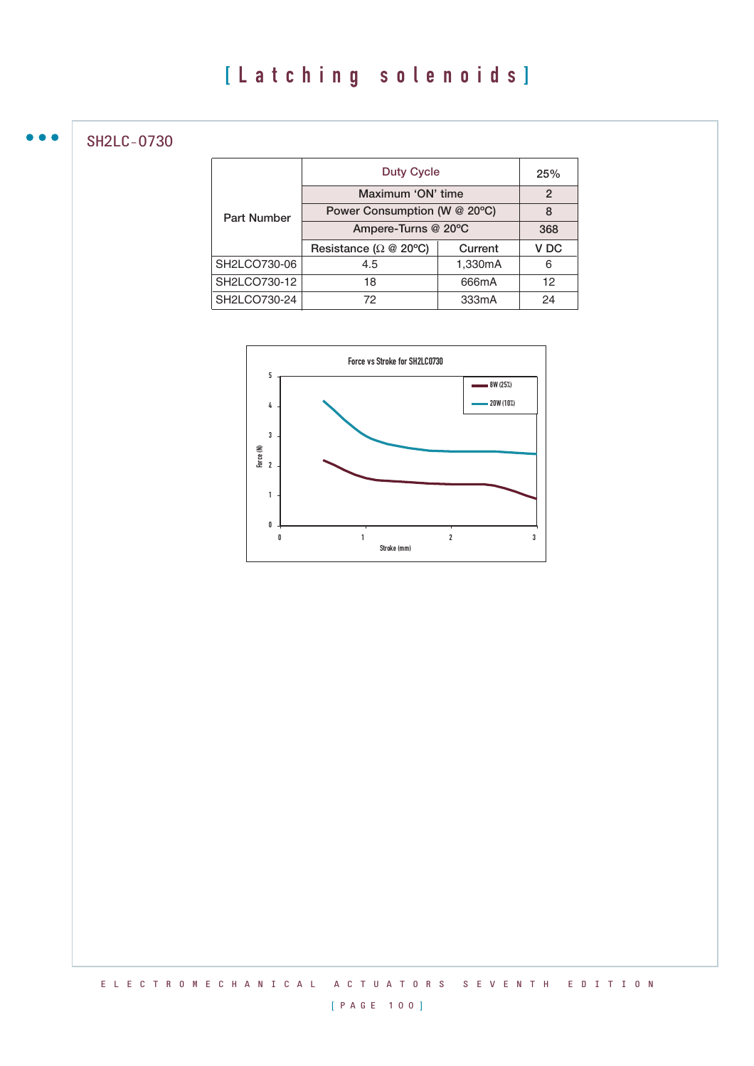# [Latching solenoids]

## SH2LC-0730

| Part Number | Duty Cycle | | 25% |
|---|---|---|---|
| | Maximum 'ON' time | | 2 |
| | Power Consumption (W @ 20ºC) | | 8 |
| | Ampere-Turns @ 20ºC | | 368 |
| | Resistance (Ω @ 20ºC) | Current | V DC |
| SH2LCO730-06 | 4.5 | 1,330mA | 6 |
| SH2LCO730-12 | 18 | 666mA | 12 |
| SH2LCO730-24 | 72 | 333mA | 24 |

Force vs Stroke for SH2LC0730

Force (N) vs Stroke (mm) — 8W (25%), 20W (10%)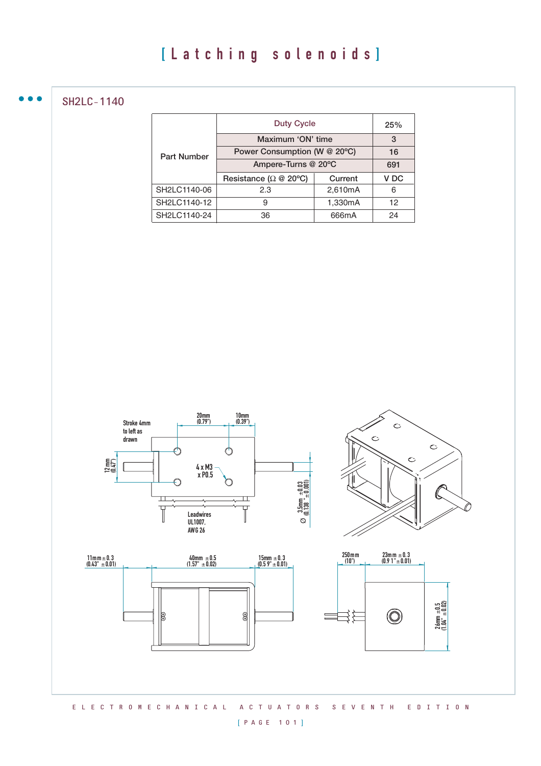# [Latching solenoids]

## SH2LC-1140

| Part Number | Duty Cycle | | 25% |
|---|---|---|---|
| | Maximum 'ON' time | | 3 |
| | Power Consumption (W @ 20ºC) | | 16 |
| | Ampere-Turns @ 20ºC | | 691 |
| | Resistance (Ω @ 20ºC) | Current | V DC |
| SH2LC1140-06 | 2.3 | 2,610mA | 6 |
| SH2LC1140-12 | 9 | 1,330mA | 12 |
| SH2LC1140-24 | 36 | 666mA | 24 |

Stroke 4mm to left as drawn

20mm (0.79")

10mm (0.39")

12mm (0.47")

4 x M3 x P0.5

Ø 3.5mm ±0.03 (0.138" ±0.001)

Leadwires UL1007, AWG 26

11mm ±0.3 (0.43" ±0.01)

40mm ±0.5 (1.57" ±0.02)

15mm ±0.3 (0.59" ±0.01)

250mm (10")

23mm ±0.3 (0.91" ±0.01)

26mm ±0.5 (1.04" ±0.02)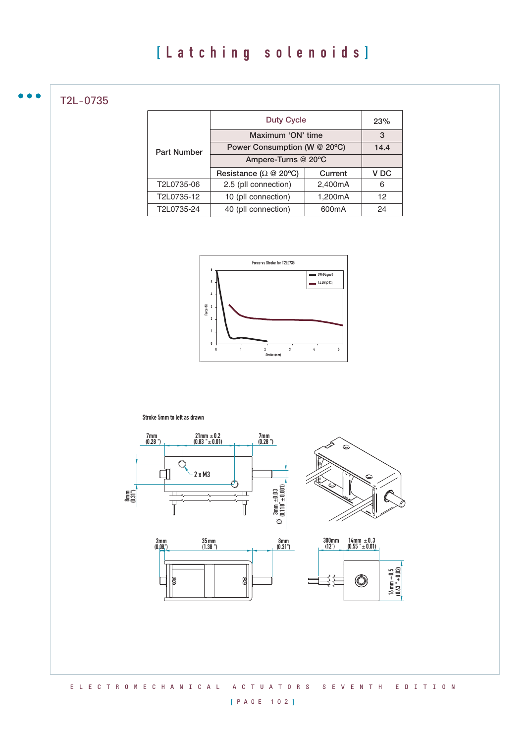# [Latching solenoids]

## T2L-0735

| Part Number | Duty Cycle | | 23% |
|---|---|---|---|
| | Maximum 'ON' time | | 3 |
| | Power Consumption (W @ 20ºC) | | 14.4 |
| | Ampere-Turns @ 20ºC | | |
| | Resistance (Ω @ 20ºC) | Current | V DC |
| T2L0735-06 | 2.5 (pll connection) | 2,400mA | 6 |
| T2L0735-12 | 10 (pll connection) | 1,200mA | 12 |
| T2L0735-24 | 40 (pll connection) | 600mA | 24 |

Force vs Stroke for T2L0735

Stroke 5mm to left as drawn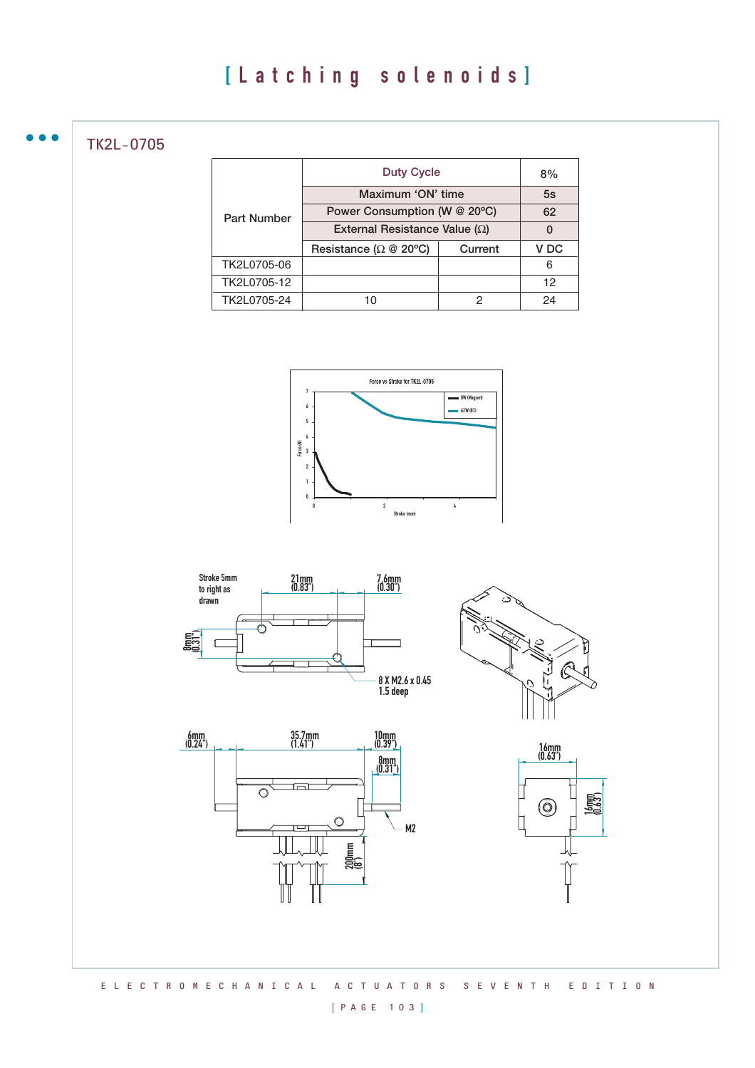# [Latching solenoids]

## TK2L-0705

| Part Number | Duty Cycle | | 8% |
|---|---|---|---|
| | Maximum 'ON' time | | 5s |
| | Power Consumption (W @ 20ºC) | | 62 |
| | External Resistance Value (Ω) | | 0 |
| | Resistance (Ω @ 20ºC) | Current | V DC |
| TK2L0705-06 | | | 6 |
| TK2L0705-12 | | | 12 |
| TK2L0705-24 | 10 | 2 | 24 |

Force vs Stroke for TK2L-0705

0W (Magnet)
62W (8%)

Force (N)
Stroke (mm)

Stroke 5mm to right as drawn

21mm (0.83")
7.6mm (0.30")
8mm (0.31")
8 X M2.6 x 0.45 1.5 deep

6mm (0.24")
35.7mm (1.41")
10mm (0.39")
8mm (0.31")
M2
200mm (8")

16mm (0.63")
16mm (0.63")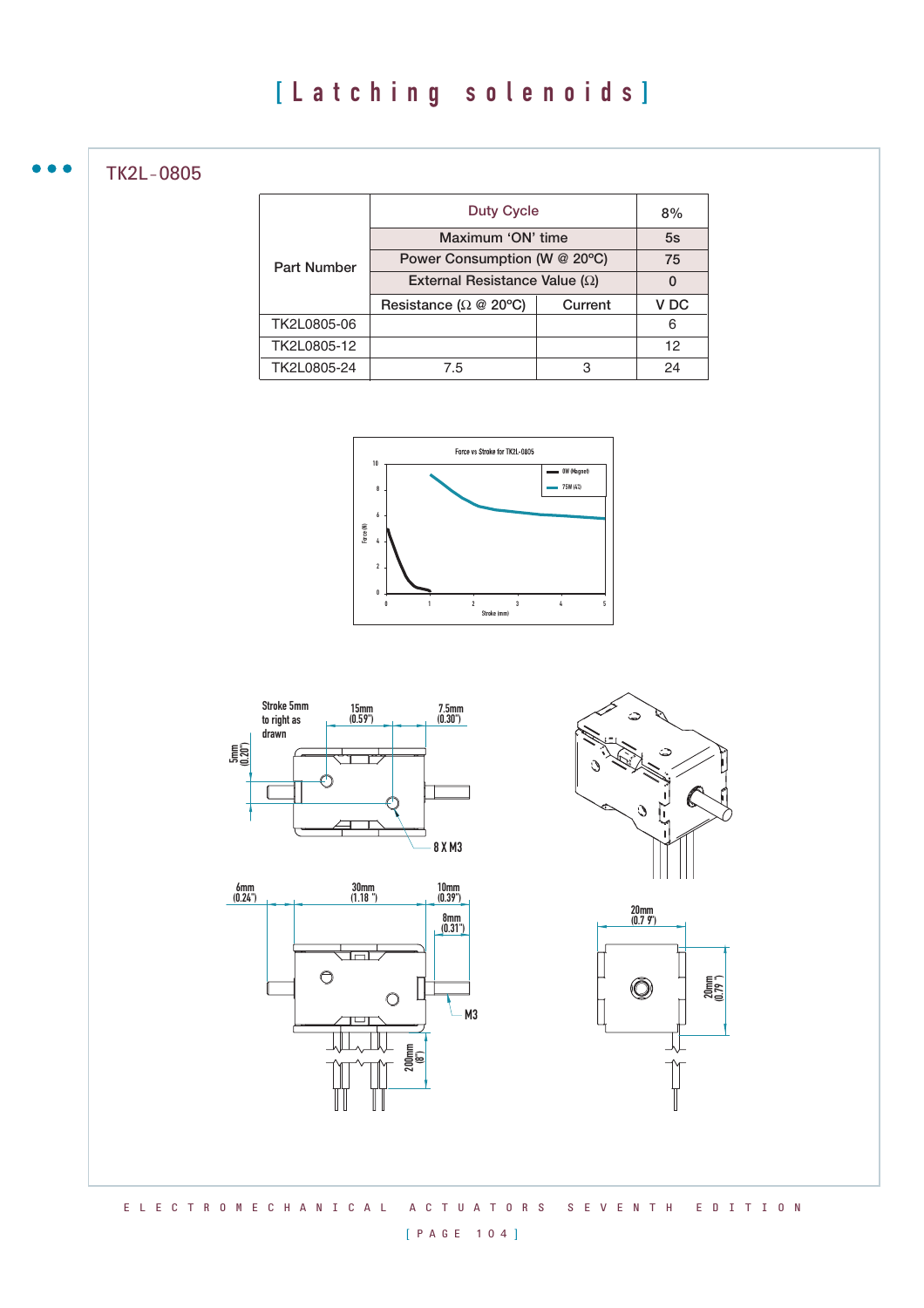# [Latching solenoids]

## TK2L-0805

| Part Number | Duty Cycle | | 8% |
|---|---|---|---|
| | Maximum 'ON' time | | 5s |
| | Power Consumption (W @ 20ºC) | | 75 |
| | External Resistance Value (Ω) | | 0 |
| | Resistance (Ω @ 20ºC) | Current | V DC |
| TK2L0805-06 | | | 6 |
| TK2L0805-12 | | | 12 |
| TK2L0805-24 | 7.5 | 3 | 24 |

Force vs Stroke for TK2L-0805

Stroke 5mm to right as drawn

15mm (0.59")

7.5mm (0.30")

5mm (0.20")

8 X M3

6mm (0.24")

30mm (1.18 ")

10mm (0.39")

8mm (0.31")

M3

200mm (8")

20mm (0.7 9")

20mm (0.79 ")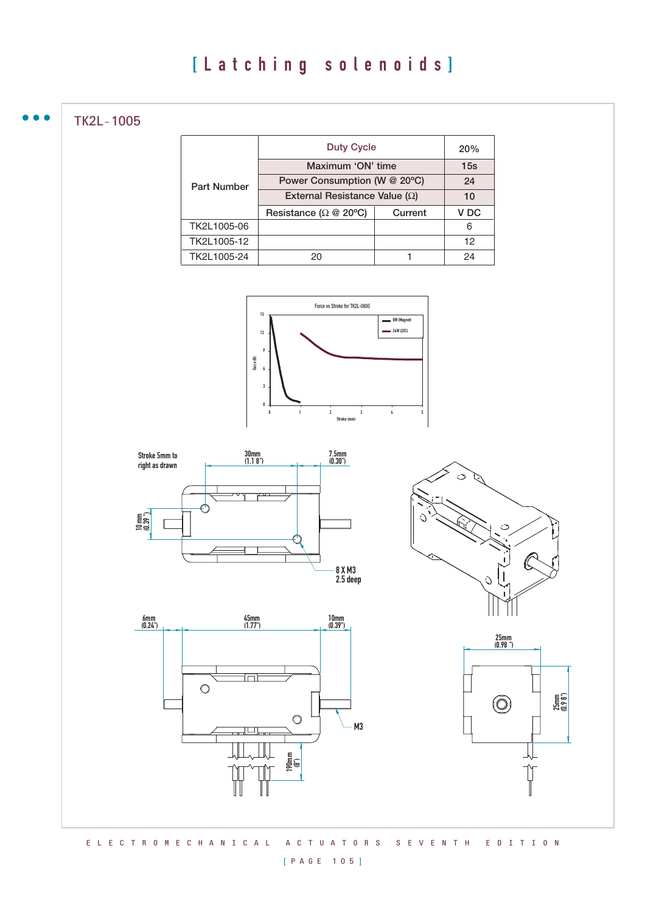# [Latching solenoids]

## TK2L-1005

| Part Number | Duty Cycle | | 20% |
|---|---|---|---|
| | Maximum 'ON' time | | 15s |
| | Power Consumption (W @ 20°C) | | 24 |
| | External Resistance Value (Ω) | | 10 |
| | Resistance (Ω @ 20°C) | Current | V DC |
| TK2L1005-06 | | | 6 |
| TK2L1005-12 | | | 12 |
| TK2L1005-24 | 20 | 1 | 24 |

Force vs Stroke for TK2L-0805

Force (N) — Stroke (mm)

0W (Magnet)

24W (20%)

Stroke 5mm to right as drawn

30mm (1.18")

7.5mm (0.30")

10 mm (0.39")

8 X M3 2.5 deep

6mm (0.24")

45mm (1.77")

10mm (0.39")

M3

190mm (8")

25mm (0.98")

25mm (0.98")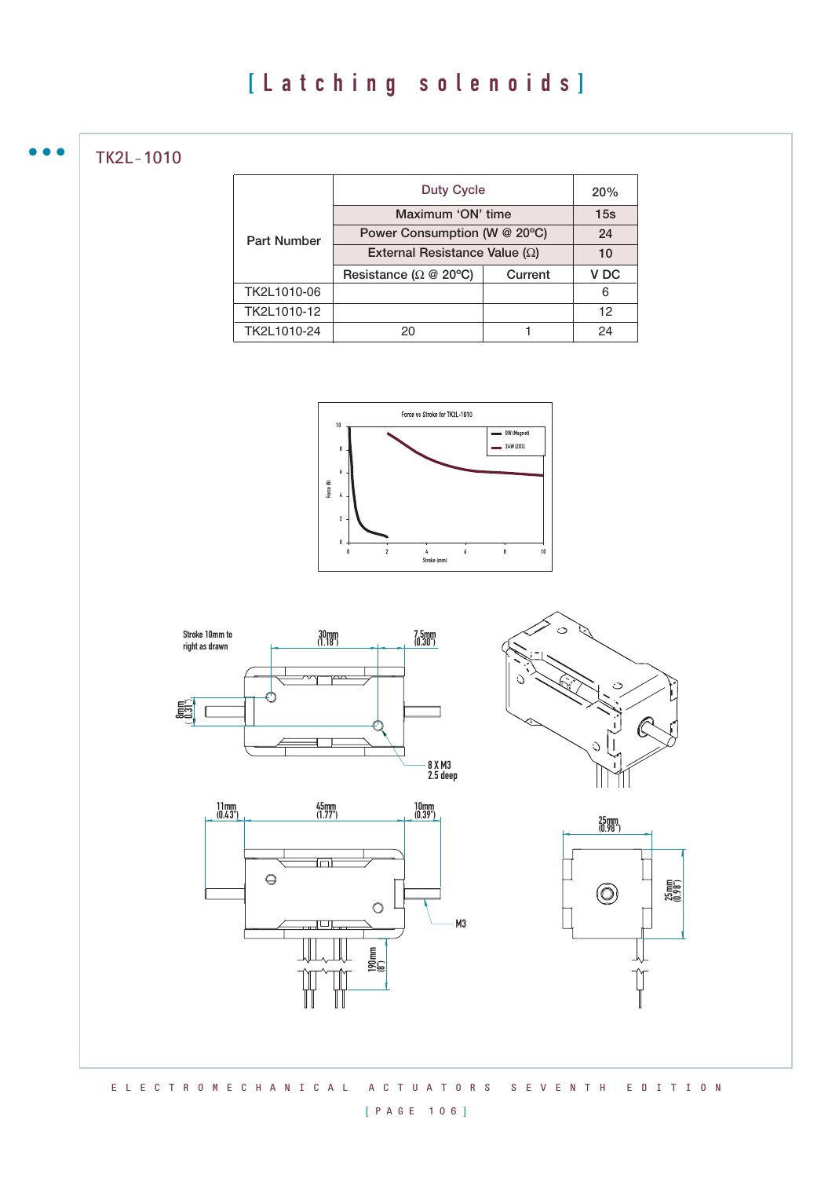# [Latching solenoids]

## TK2L-1010

| Part Number | Duty Cycle | | 20% |
|---|---|---|---|
| | Maximum 'ON' time | | 15s |
| | Power Consumption (W @ 20ºC) | | 24 |
| | External Resistance Value (Ω) | | 10 |
| | Resistance (Ω @ 20ºC) | Current | V DC |
| TK2L1010-06 | | | 6 |
| TK2L1010-12 | | | 12 |
| TK2L1010-24 | 20 | 1 | 24 |

Force vs Stroke for TK2L-1010

Stroke 10mm to right as drawn

30mm (1.18")

7.5mm (0.30")

8mm (0.31")

8 X M3 2.5 deep

11mm (0.43")

45mm (1.77")

10mm (0.39")

M3

190mm (8")

25mm (0.98")

25mm (0.98")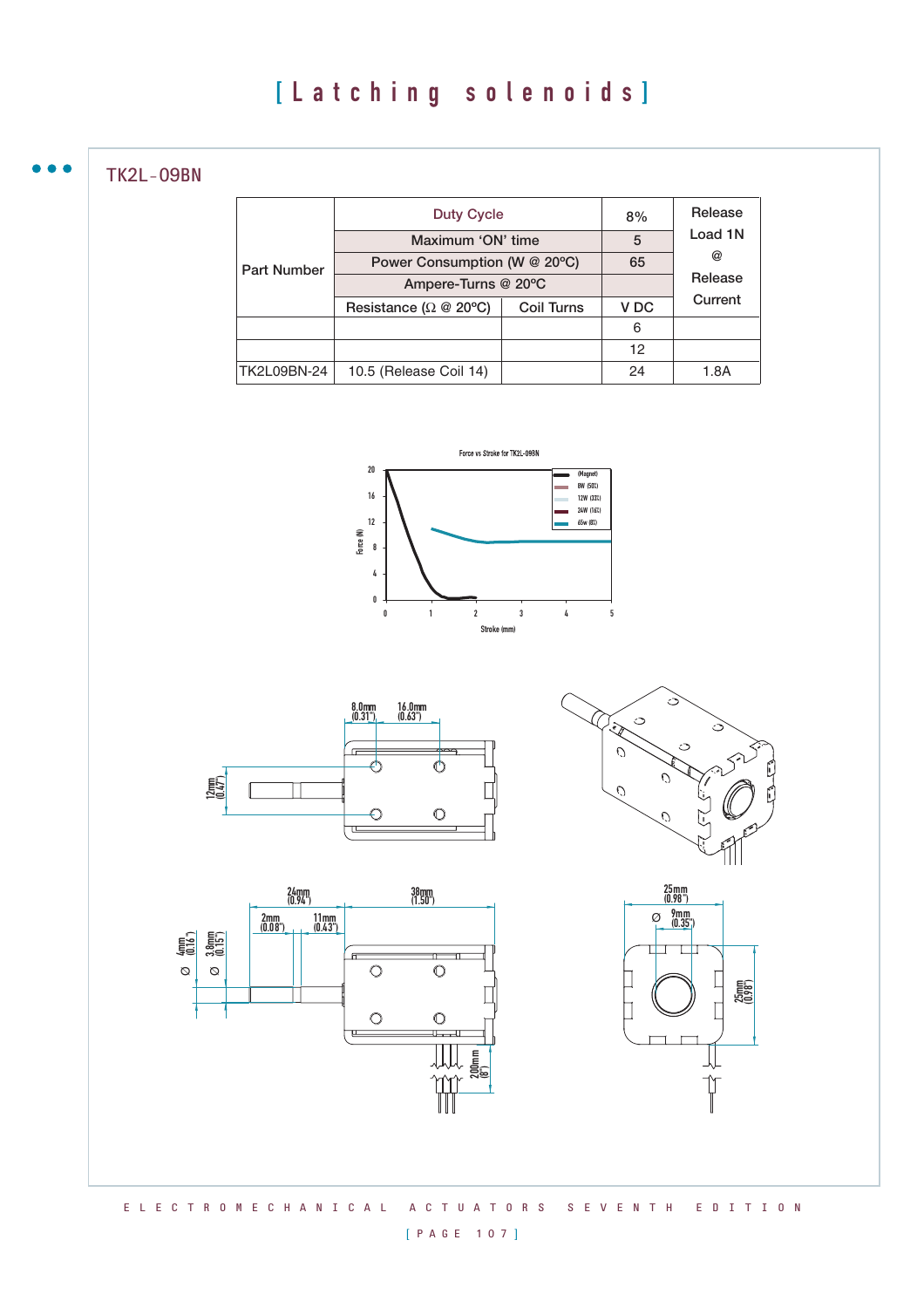# [Latching solenoids]

## TK2L-09BN

| Part Number | Duty Cycle | | 8% | Release Load 1N @ Release Current |
|---|---|---|---|---|
| | Maximum 'ON' time | | 5 | |
| | Power Consumption (W @ 20ºC) | | 65 | |
| | Ampere-Turns @ 20ºC | | | |
| | Resistance (Ω @ 20ºC) | Coil Turns | V DC | |
| | | | 6 | |
| | | | 12 | |
| TK2L09BN-24 | 10.5 (Release Coil 14) | | 24 | 1.8A |

Force vs Stroke for TK2L-09BN

Force (N)

20
16
12
8
4
0

0 1 2 3 4 5

Stroke (mm)

(Magnet)
8W (50%)
12W (33%)
24W (16%)
65w (8%)

8.0mm (0.31")
16.0mm (0.63")
12mm (0.47")

24mm (0.94")
38mm (1.50")
2mm (0.08")
11mm (0.43")
Ø 4mm (0.16")
Ø 3.8mm (0.15")
200mm (8")

25mm (0.98")
Ø 9mm (0.35")
25mm (0.98")

ELECTROMECHANICAL ACTUATORS SEVENTH EDITION